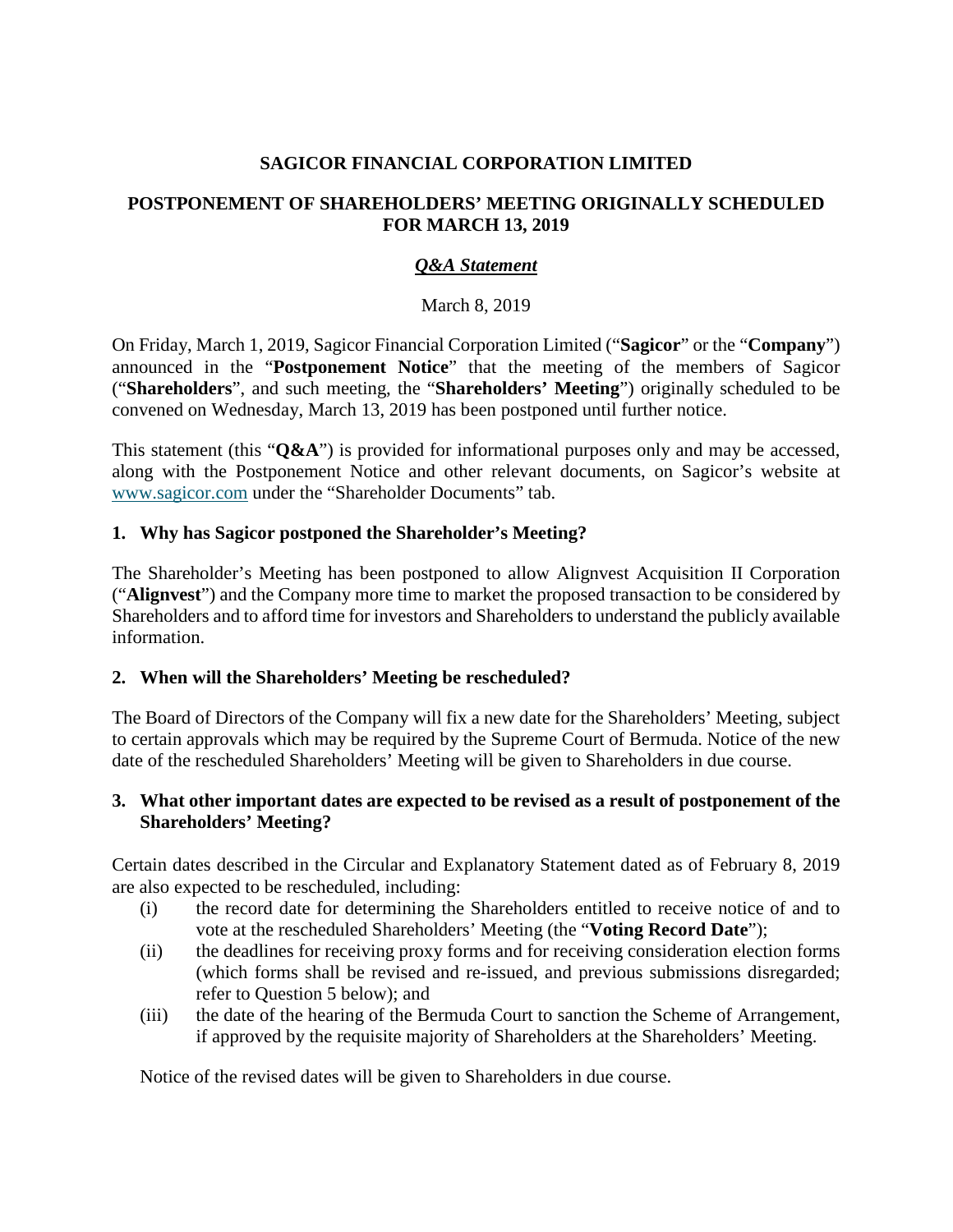# SAGICOR FINANCIAL CORPORATION LIMITED

## POSTPONEMENT OF SHAREHOLDERS' MEETING ORIGINALLY SCHEDULED FOR MARCH 13, 2019

***Q&A Statement***

March 8, 2019

On Friday, March 1, 2019, Sagicor Financial Corporation Limited ("**Sagicor**" or the "**Company**") announced in the "**Postponement Notice**" that the meeting of the members of Sagicor ("**Shareholders**", and such meeting, the "**Shareholders' Meeting**") originally scheduled to be convened on Wednesday, March 13, 2019 has been postponed until further notice.

This statement (this "**Q&A**") is provided for informational purposes only and may be accessed, along with the Postponement Notice and other relevant documents, on Sagicor's website at www.sagicor.com under the "Shareholder Documents" tab.

### 1. Why has Sagicor postponed the Shareholder's Meeting?

The Shareholder's Meeting has been postponed to allow Alignvest Acquisition II Corporation ("**Alignvest**") and the Company more time to market the proposed transaction to be considered by Shareholders and to afford time for investors and Shareholders to understand the publicly available information.

### 2. When will the Shareholders' Meeting be rescheduled?

The Board of Directors of the Company will fix a new date for the Shareholders' Meeting, subject to certain approvals which may be required by the Supreme Court of Bermuda. Notice of the new date of the rescheduled Shareholders' Meeting will be given to Shareholders in due course.

### 3. What other important dates are expected to be revised as a result of postponement of the Shareholders' Meeting?

Certain dates described in the Circular and Explanatory Statement dated as of February 8, 2019 are also expected to be rescheduled, including:

- (i) the record date for determining the Shareholders entitled to receive notice of and to vote at the rescheduled Shareholders' Meeting (the "**Voting Record Date**");
- (ii) the deadlines for receiving proxy forms and for receiving consideration election forms (which forms shall be revised and re-issued, and previous submissions disregarded; refer to Question 5 below); and
- (iii) the date of the hearing of the Bermuda Court to sanction the Scheme of Arrangement, if approved by the requisite majority of Shareholders at the Shareholders' Meeting.

Notice of the revised dates will be given to Shareholders in due course.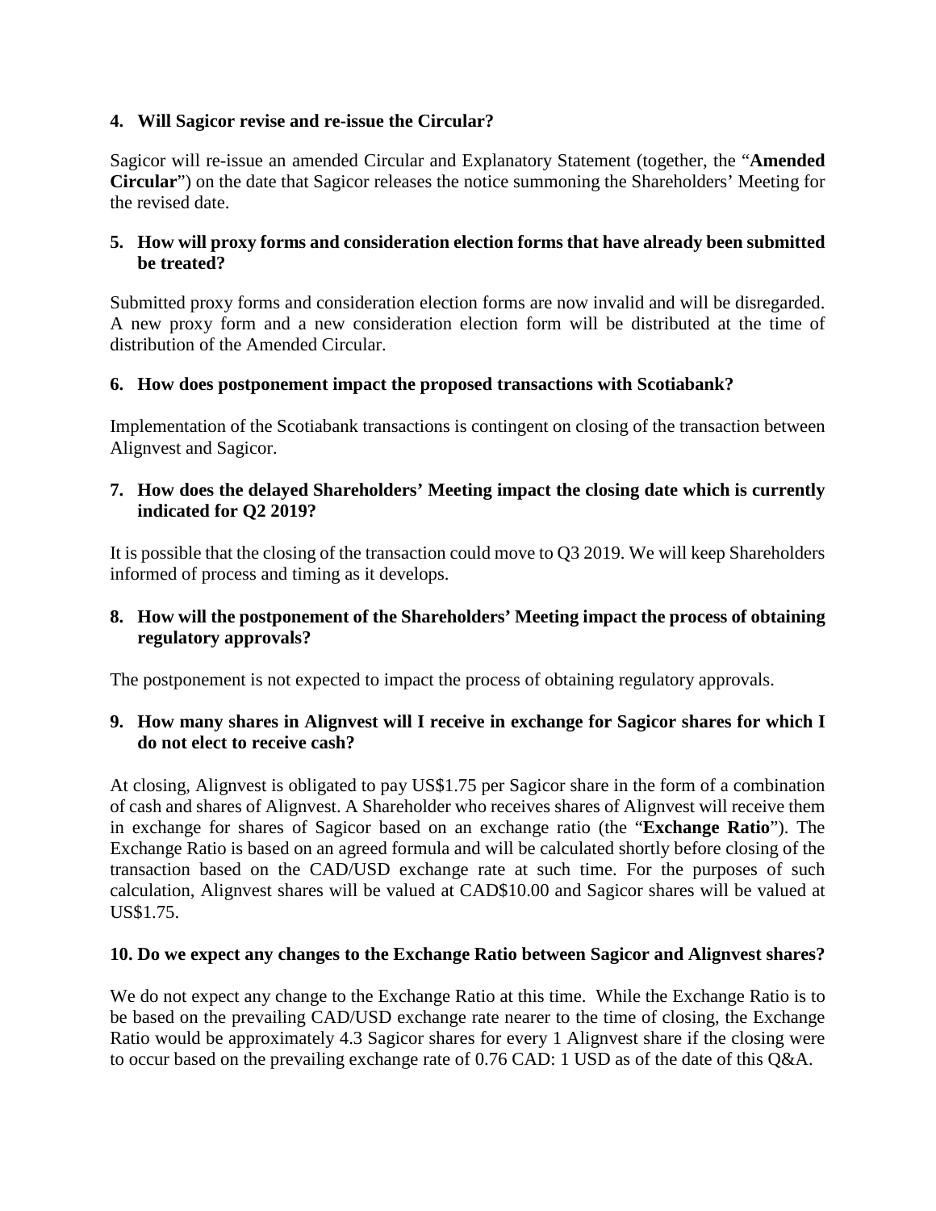**4. Will Sagicor revise and re-issue the Circular?**

Sagicor will re-issue an amended Circular and Explanatory Statement (together, the "**Amended Circular**") on the date that Sagicor releases the notice summoning the Shareholders' Meeting for the revised date.

**5. How will proxy forms and consideration election forms that have already been submitted be treated?**

Submitted proxy forms and consideration election forms are now invalid and will be disregarded. A new proxy form and a new consideration election form will be distributed at the time of distribution of the Amended Circular.

**6. How does postponement impact the proposed transactions with Scotiabank?**

Implementation of the Scotiabank transactions is contingent on closing of the transaction between Alignvest and Sagicor.

**7. How does the delayed Shareholders' Meeting impact the closing date which is currently indicated for Q2 2019?**

It is possible that the closing of the transaction could move to Q3 2019. We will keep Shareholders informed of process and timing as it develops.

**8. How will the postponement of the Shareholders' Meeting impact the process of obtaining regulatory approvals?**

The postponement is not expected to impact the process of obtaining regulatory approvals.

**9. How many shares in Alignvest will I receive in exchange for Sagicor shares for which I do not elect to receive cash?**

At closing, Alignvest is obligated to pay US$1.75 per Sagicor share in the form of a combination of cash and shares of Alignvest. A Shareholder who receives shares of Alignvest will receive them in exchange for shares of Sagicor based on an exchange ratio (the "**Exchange Ratio**"). The Exchange Ratio is based on an agreed formula and will be calculated shortly before closing of the transaction based on the CAD/USD exchange rate at such time. For the purposes of such calculation, Alignvest shares will be valued at CAD$10.00 and Sagicor shares will be valued at US$1.75.

**10. Do we expect any changes to the Exchange Ratio between Sagicor and Alignvest shares?**

We do not expect any change to the Exchange Ratio at this time. While the Exchange Ratio is to be based on the prevailing CAD/USD exchange rate nearer to the time of closing, the Exchange Ratio would be approximately 4.3 Sagicor shares for every 1 Alignvest share if the closing were to occur based on the prevailing exchange rate of 0.76 CAD: 1 USD as of the date of this Q&A.